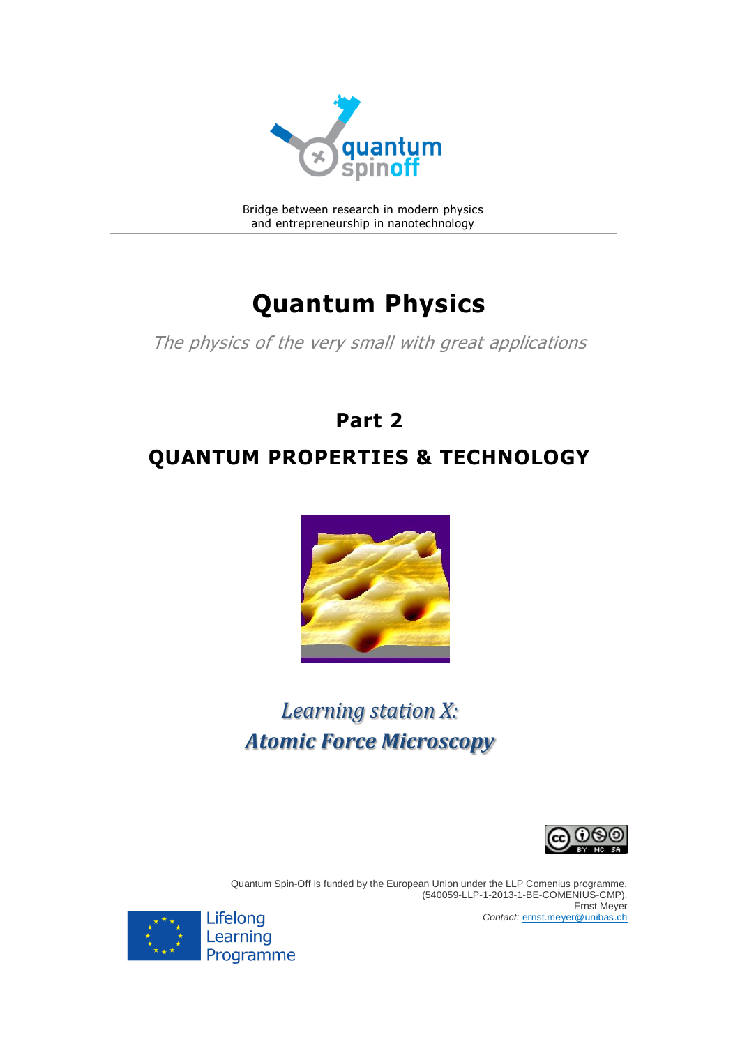quantum spinoff

Bridge between research in modern physics
and entrepreneurship in nanotechnology

# Quantum Physics

*The physics of the very small with great applications*

## Part 2

## QUANTUM PROPERTIES & TECHNOLOGY

### *Learning station X:*
### *Atomic Force Microscopy*

Quantum Spin-Off is funded by the European Union under the LLP Comenius programme.
(540059-LLP-1-2013-1-BE-COMENIUS-CMP).
Ernst Meyer
*Contact:* ernst.meyer@unibas.ch

Lifelong Learning Programme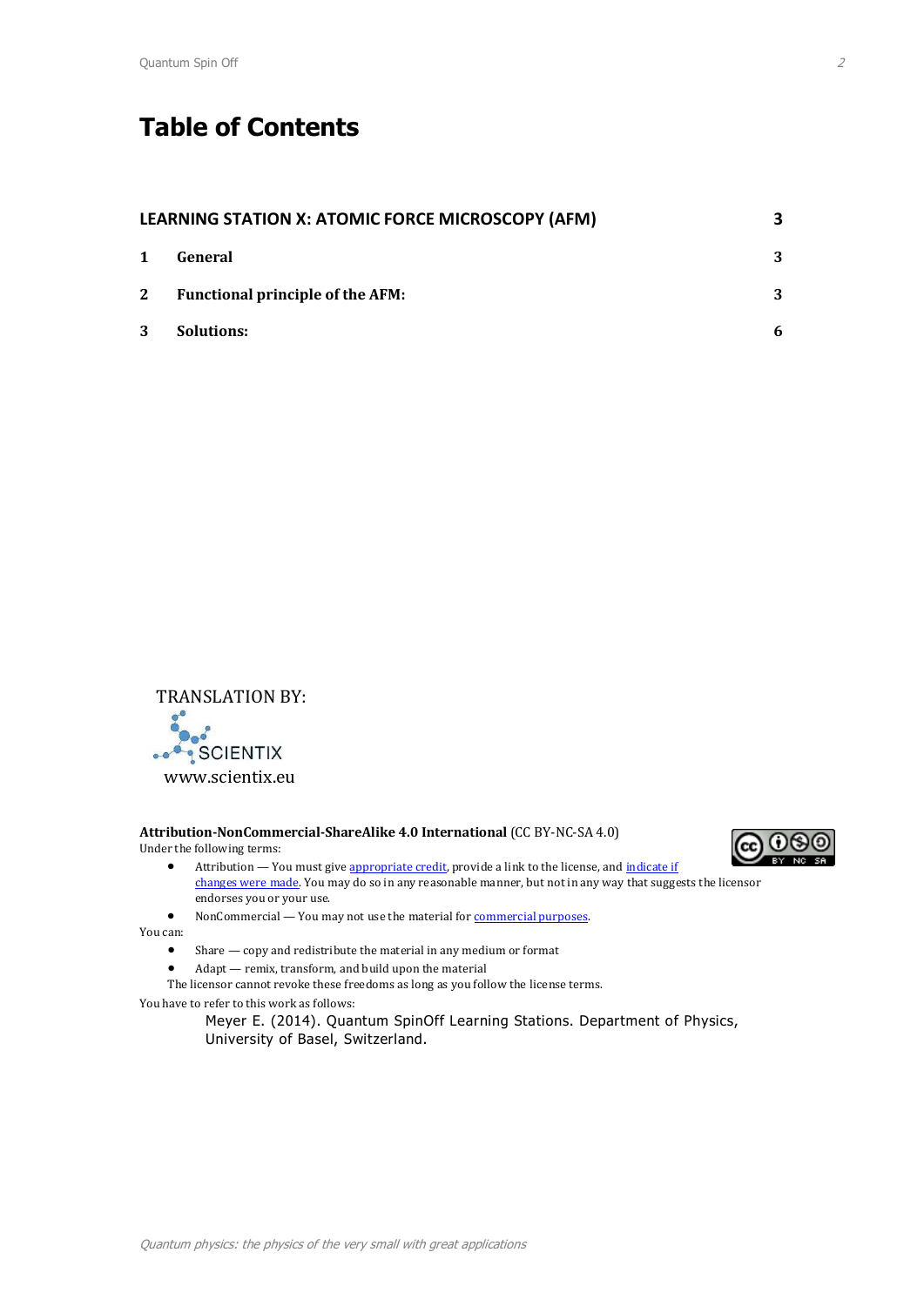# Table of Contents

| | | |
|---|---|---|
| **LEARNING STATION X: ATOMIC FORCE MICROSCOPY (AFM)** | | **3** |
| **1** | **General** | **3** |
| **2** | **Functional principle of the AFM:** | **3** |
| **3** | **Solutions:** | **6** |

TRANSLATION BY:

SCIENTIX

www.scientix.eu

**Attribution-NonCommercial-ShareAlike 4.0 International** (CC BY-NC-SA 4.0)

Under the following terms:

- Attribution — You must give appropriate credit, provide a link to the license, and indicate if changes were made. You may do so in any reasonable manner, but not in any way that suggests the licensor endorses you or your use.
- NonCommercial — You may not use the material for commercial purposes.

You can:

- Share — copy and redistribute the material in any medium or format
- Adapt — remix, transform, and build upon the material

The licensor cannot revoke these freedoms as long as you follow the license terms.

You have to refer to this work as follows:

Meyer E. (2014). Quantum SpinOff Learning Stations. Department of Physics, University of Basel, Switzerland.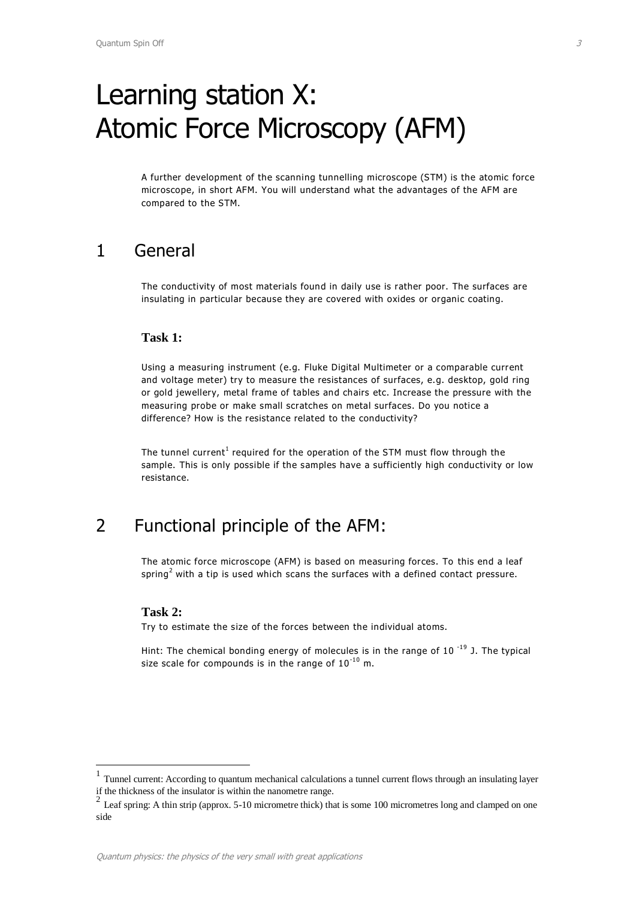# Learning station X: Atomic Force Microscopy (AFM)

A further development of the scanning tunnelling microscope (STM) is the atomic force microscope, in short AFM. You will understand what the advantages of the AFM are compared to the STM.

## 1 General

The conductivity of most materials found in daily use is rather poor. The surfaces are insulating in particular because they are covered with oxides or organic coating.

**Task 1:**

Using a measuring instrument (e.g. Fluke Digital Multimeter or a comparable current and voltage meter) try to measure the resistances of surfaces, e.g. desktop, gold ring or gold jewellery, metal frame of tables and chairs etc. Increase the pressure with the measuring probe or make small scratches on metal surfaces. Do you notice a difference? How is the resistance related to the conductivity?

The tunnel current[1] required for the operation of the STM must flow through the sample. This is only possible if the samples have a sufficiently high conductivity or low resistance.

## 2 Functional principle of the AFM:

The atomic force microscope (AFM) is based on measuring forces. To this end a leaf spring[2] with a tip is used which scans the surfaces with a defined contact pressure.

**Task 2:**

Try to estimate the size of the forces between the individual atoms.

Hint: The chemical bonding energy of molecules is in the range of $10^{-19}$ J. The typical size scale for compounds is in the range of $10^{-10}$ m.

---

[1] Tunnel current: According to quantum mechanical calculations a tunnel current flows through an insulating layer if the thickness of the insulator is within the nanometre range.

[2] Leaf spring: A thin strip (approx. 5-10 micrometre thick) that is some 100 micrometres long and clamped on one side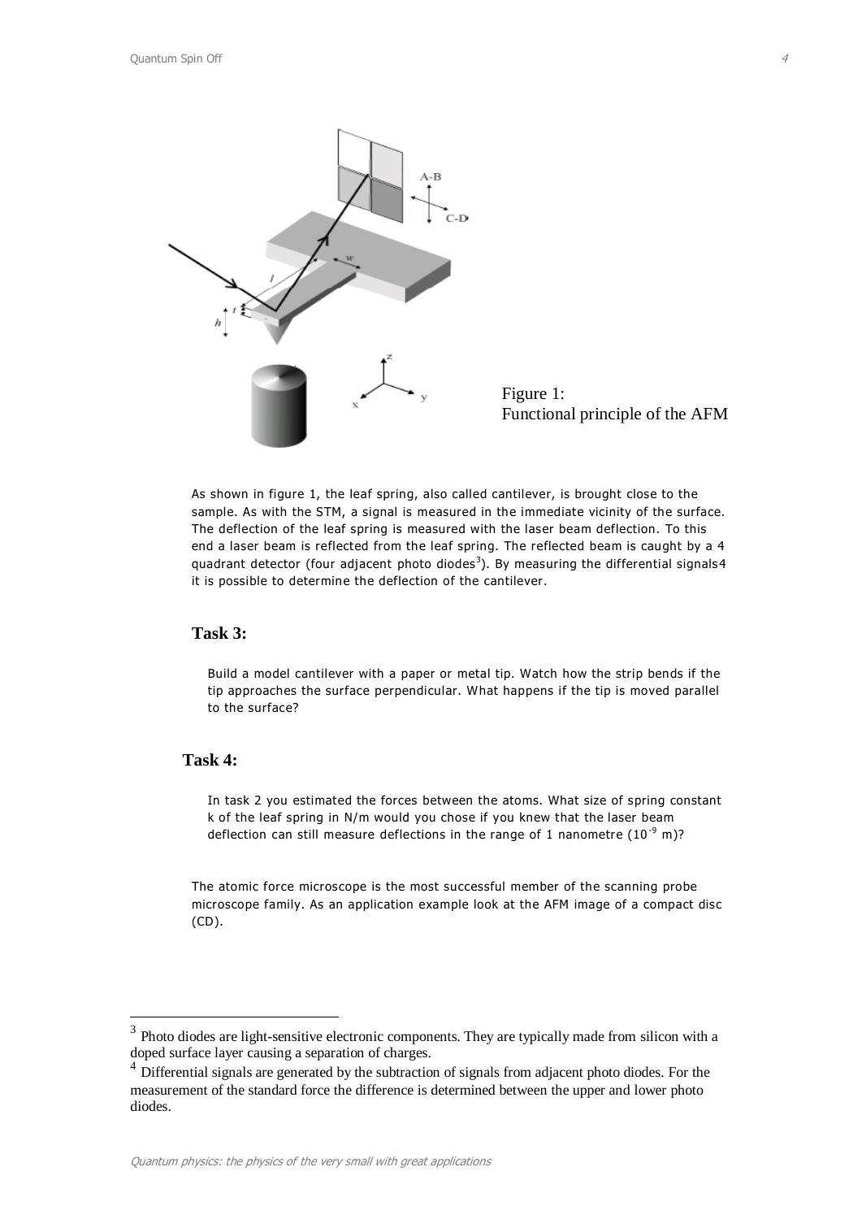Figure 1:
Functional principle of the AFM

As shown in figure 1, the leaf spring, also called cantilever, is brought close to the sample. As with the STM, a signal is measured in the immediate vicinity of the surface. The deflection of the leaf spring is measured with the laser beam deflection. To this end a laser beam is reflected from the leaf spring. The reflected beam is caught by a 4 quadrant detector (four adjacent photo diodes[3]). By measuring the differential signals[4] it is possible to determine the deflection of the cantilever.

### Task 3:

Build a model cantilever with a paper or metal tip. Watch how the strip bends if the tip approaches the surface perpendicular. What happens if the tip is moved parallel to the surface?

### Task 4:

In task 2 you estimated the forces between the atoms. What size of spring constant k of the leaf spring in N/m would you chose if you knew that the laser beam deflection can still measure deflections in the range of 1 nanometre ($10^{-9}$ m)?

The atomic force microscope is the most successful member of the scanning probe microscope family. As an application example look at the AFM image of a compact disc (CD).

---

[3] Photo diodes are light-sensitive electronic components. They are typically made from silicon with a doped surface layer causing a separation of charges.

[4] Differential signals are generated by the subtraction of signals from adjacent photo diodes. For the measurement of the standard force the difference is determined between the upper and lower photo diodes.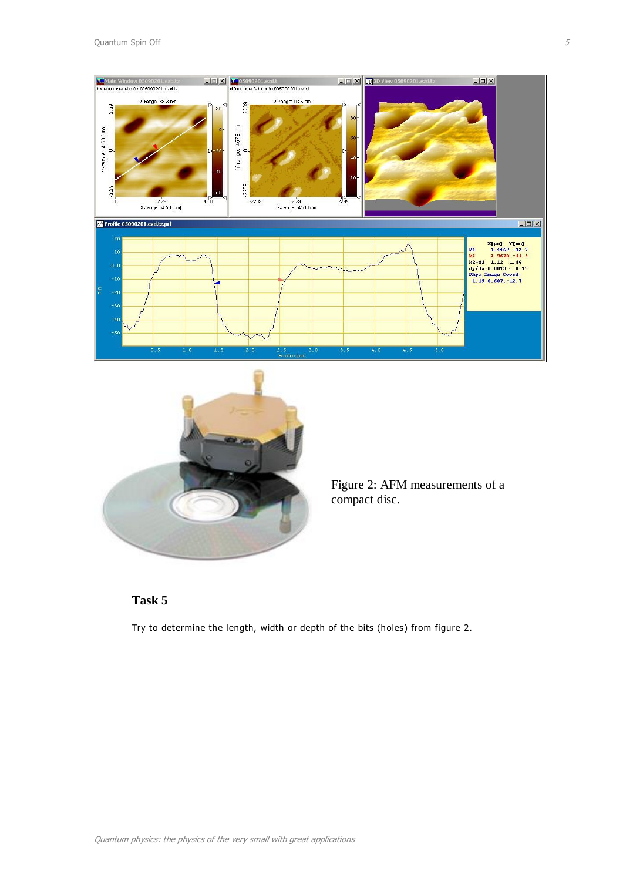Figure 2: AFM measurements of a compact disc.

### Task 5

Try to determine the length, width or depth of the bits (holes) from figure 2.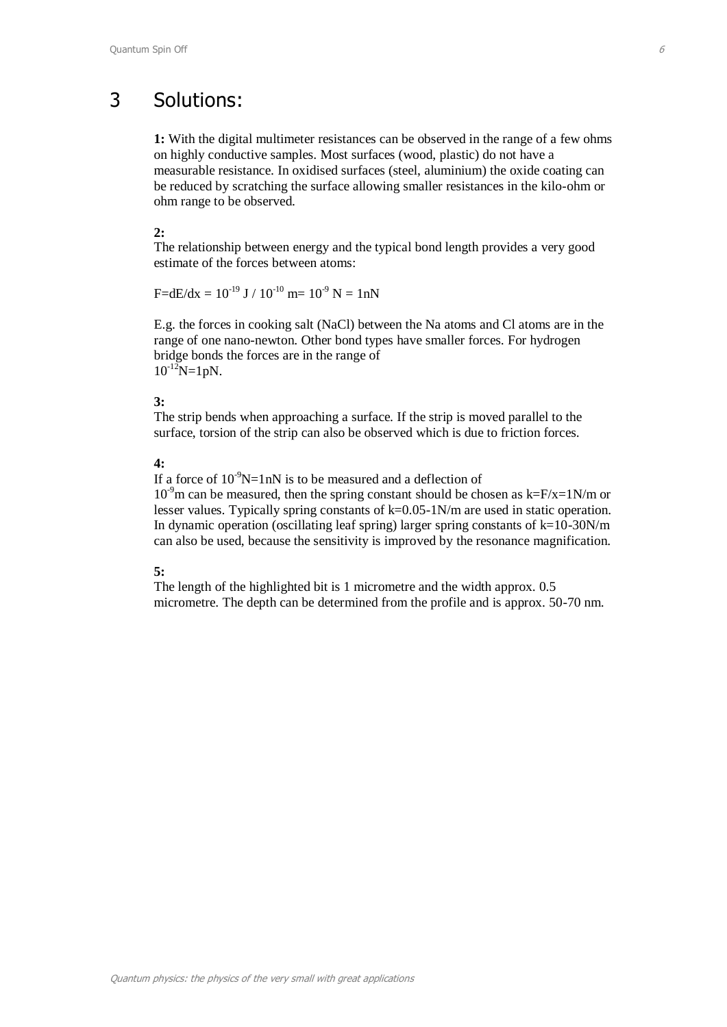# 3 Solutions:

**1:** With the digital multimeter resistances can be observed in the range of a few ohms on highly conductive samples. Most surfaces (wood, plastic) do not have a measurable resistance. In oxidised surfaces (steel, aluminium) the oxide coating can be reduced by scratching the surface allowing smaller resistances in the kilo-ohm or ohm range to be observed.

**2:**

The relationship between energy and the typical bond length provides a very good estimate of the forces between atoms:

$F = dE/dx = 10^{-19}$ J / $10^{-10}$ m $= 10^{-9}$ N = 1nN

E.g. the forces in cooking salt (NaCl) between the Na atoms and Cl atoms are in the range of one nano-newton. Other bond types have smaller forces. For hydrogen bridge bonds the forces are in the range of

$10^{-12}$N=1pN.

**3:**

The strip bends when approaching a surface. If the strip is moved parallel to the surface, torsion of the strip can also be observed which is due to friction forces.

**4:**

If a force of $10^{-9}$N=1nN is to be measured and a deflection of

$10^{-9}$m can be measured, then the spring constant should be chosen as $k=F/x=1$N/m or lesser values. Typically spring constants of $k=0.05$-1N/m are used in static operation. In dynamic operation (oscillating leaf spring) larger spring constants of $k=10$-30N/m can also be used, because the sensitivity is improved by the resonance magnification.

**5:**

The length of the highlighted bit is 1 micrometre and the width approx. 0.5 micrometre. The depth can be determined from the profile and is approx. 50-70 nm.